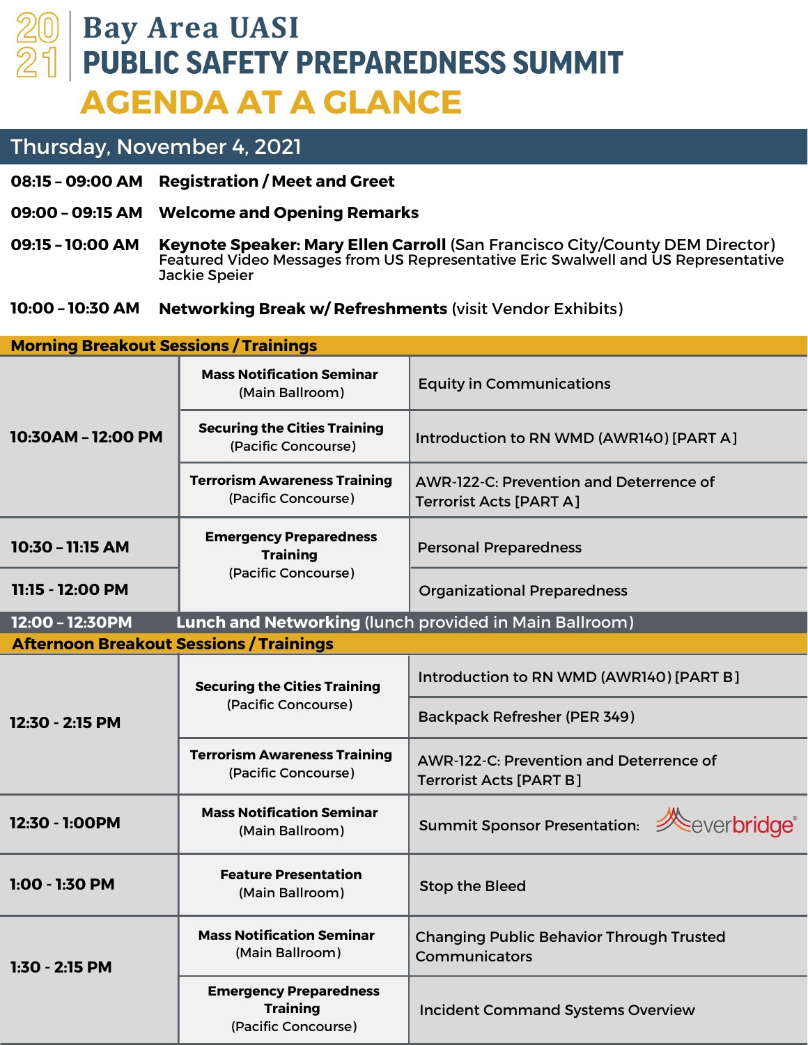# 2021 Bay Area UASI

# PUBLIC SAFETY PREPAREDNESS SUMMIT

# AGENDA AT A GLANCE

## Thursday, November 4, 2021

**08:15 – 09:00 AM** **Registration / Meet and Greet**

**09:00 – 09:15 AM** **Welcome and Opening Remarks**

**09:15 – 10:00 AM** **Keynote Speaker: Mary Ellen Carroll** (San Francisco City/County DEM Director)
Featured Video Messages from US Representative Eric Swalwell and US Representative Jackie Speier

**10:00 – 10:30 AM** **Networking Break w/ Refreshments** (visit Vendor Exhibits)

### Morning Breakout Sessions / Trainings

| Time | Session | Topic |
|---|---|---|
| **10:30AM – 12:00 PM** | **Mass Notification Seminar** (Main Ballroom) | Equity in Communications |
| | **Securing the Cities Training** (Pacific Concourse) | Introduction to RN WMD (AWR140) [PART A] |
| | **Terrorism Awareness Training** (Pacific Concourse) | AWR-122-C: Prevention and Deterrence of Terrorist Acts [PART A] |
| **10:30 – 11:15 AM** | **Emergency Preparedness Training** (Pacific Concourse) | Personal Preparedness |
| **11:15 - 12:00 PM** | | Organizational Preparedness |

**12:00 – 12:30PM** **Lunch and Networking** (lunch provided in Main Ballroom)

### Afternoon Breakout Sessions / Trainings

| Time | Session | Topic |
|---|---|---|
| **12:30 - 2:15 PM** | **Securing the Cities Training** (Pacific Concourse) | Introduction to RN WMD (AWR140) [PART B] |
| | | Backpack Refresher (PER 349) |
| | **Terrorism Awareness Training** (Pacific Concourse) | AWR-122-C: Prevention and Deterrence of Terrorist Acts [PART B] |
| **12:30 - 1:00PM** | **Mass Notification Seminar** (Main Ballroom) | Summit Sponsor Presentation: everbridge |
| **1:00 - 1:30 PM** | **Feature Presentation** (Main Ballroom) | Stop the Bleed |
| **1:30 - 2:15 PM** | **Mass Notification Seminar** (Main Ballroom) | Changing Public Behavior Through Trusted Communicators |
| | **Emergency Preparedness Training** (Pacific Concourse) | Incident Command Systems Overview |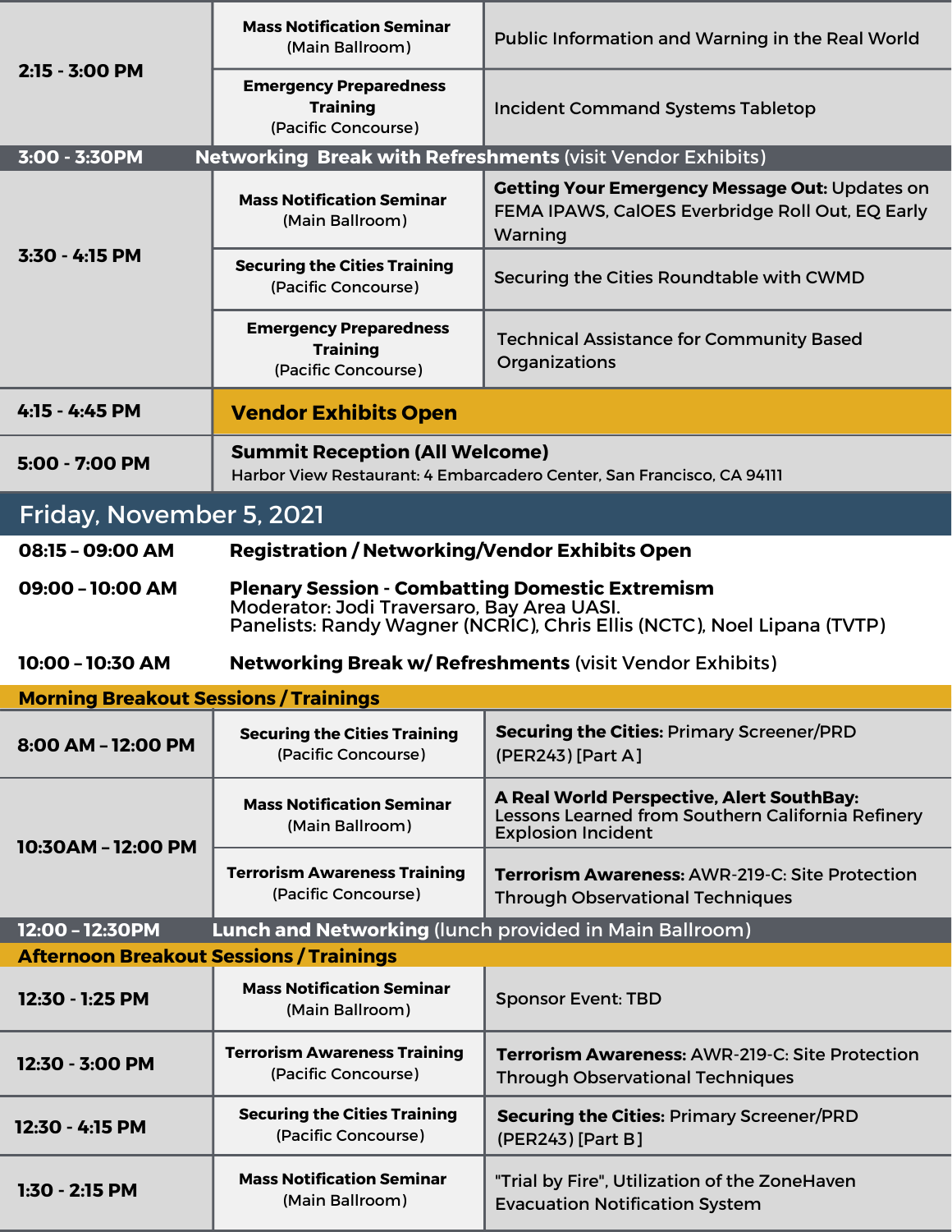| Time | Track | Session |
|---|---|---|
| 2:15 - 3:00 PM | **Mass Notification Seminar** (Main Ballroom) | Public Information and Warning in the Real World |
| | **Emergency Preparedness Training** (Pacific Concourse) | Incident Command Systems Tabletop |
| **3:00 - 3:30PM** | **Networking Break with Refreshments** (visit Vendor Exhibits) | |
| 3:30 - 4:15 PM | **Mass Notification Seminar** (Main Ballroom) | **Getting Your Emergency Message Out:** Updates on FEMA IPAWS, CalOES Everbridge Roll Out, EQ Early Warning |
| | **Securing the Cities Training** (Pacific Concourse) | Securing the Cities Roundtable with CWMD |
| | **Emergency Preparedness Training** (Pacific Concourse) | Technical Assistance for Community Based Organizations |
| 4:15 - 4:45 PM | **Vendor Exhibits Open** | |
| 5:00 - 7:00 PM | **Summit Reception (All Welcome)** Harbor View Restaurant: 4 Embarcadero Center, San Francisco, CA 94111 | |

## Friday, November 5, 2021

**08:15 – 09:00 AM** **Registration / Networking/Vendor Exhibits Open**

**09:00 – 10:00 AM** **Plenary Session - Combatting Domestic Extremism**
Moderator: Jodi Traversaro, Bay Area UASI.
Panelists: Randy Wagner (NCRIC), Chris Ellis (NCTC), Noel Lipana (TVTP)

**10:00 – 10:30 AM** **Networking Break w/ Refreshments** (visit Vendor Exhibits)

### Morning Breakout Sessions / Trainings

| Time | Track | Session |
|---|---|---|
| 8:00 AM – 12:00 PM | **Securing the Cities Training** (Pacific Concourse) | **Securing the Cities:** Primary Screener/PRD (PER243) [Part A] |
| 10:30AM – 12:00 PM | **Mass Notification Seminar** (Main Ballroom) | **A Real World Perspective, Alert SouthBay:** Lessons Learned from Southern California Refinery Explosion Incident |
| | **Terrorism Awareness Training** (Pacific Concourse) | **Terrorism Awareness:** AWR-219-C: Site Protection Through Observational Techniques |
| **12:00 – 12:30PM** | **Lunch and Networking** (lunch provided in Main Ballroom) | |

### Afternoon Breakout Sessions / Trainings

| Time | Track | Session |
|---|---|---|
| 12:30 - 1:25 PM | **Mass Notification Seminar** (Main Ballroom) | Sponsor Event: TBD |
| 12:30 - 3:00 PM | **Terrorism Awareness Training** (Pacific Concourse) | **Terrorism Awareness:** AWR-219-C: Site Protection Through Observational Techniques |
| 12:30 - 4:15 PM | **Securing the Cities Training** (Pacific Concourse) | **Securing the Cities:** Primary Screener/PRD (PER243) [Part B] |
| 1:30 - 2:15 PM | **Mass Notification Seminar** (Main Ballroom) | "Trial by Fire", Utilization of the ZoneHaven Evacuation Notification System |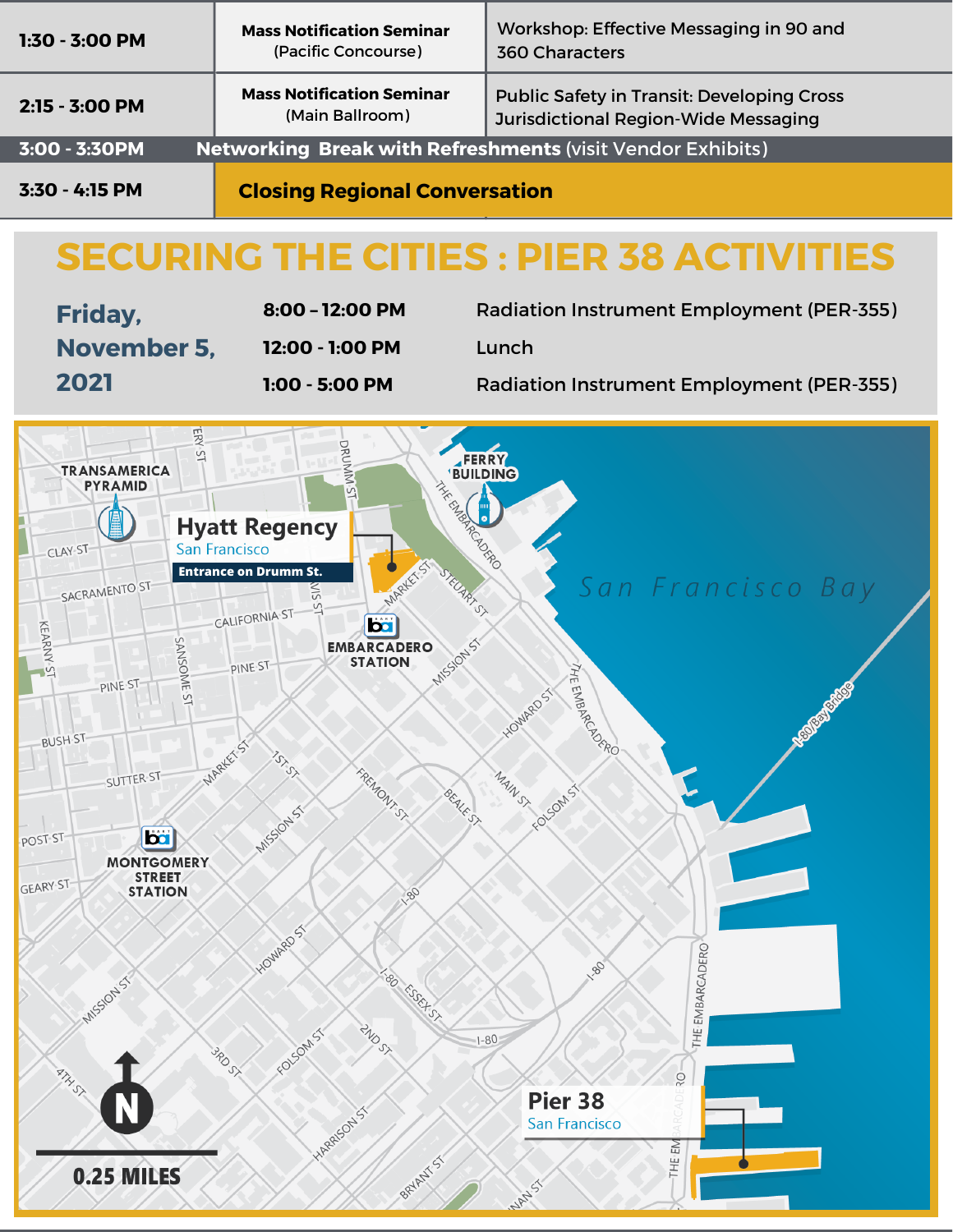| | | |
|---|---|---|
| 1:30 - 3:00 PM | **Mass Notification Seminar** (Pacific Concourse) | Workshop: Effective Messaging in 90 and 360 Characters |
| 2:15 - 3:00 PM | **Mass Notification Seminar** (Main Ballroom) | Public Safety in Transit: Developing Cross Jurisdictional Region-Wide Messaging |
| 3:00 - 3:30PM | **Networking Break with Refreshments** (visit Vendor Exhibits) | |
| 3:30 - 4:15 PM | **Closing Regional Conversation** | |

## SECURING THE CITIES : PIER 38 ACTIVITIES

**Friday, November 5, 2021**

| | |
|---|---|
| 8:00 – 12:00 PM | Radiation Instrument Employment (PER-355) |
| 12:00 - 1:00 PM | Lunch |
| 1:00 - 5:00 PM | Radiation Instrument Employment (PER-355) |

**Hyatt Regency**
San Francisco
Entrance on Drumm St.

**Pier 38**
San Francisco

0.25 MILES